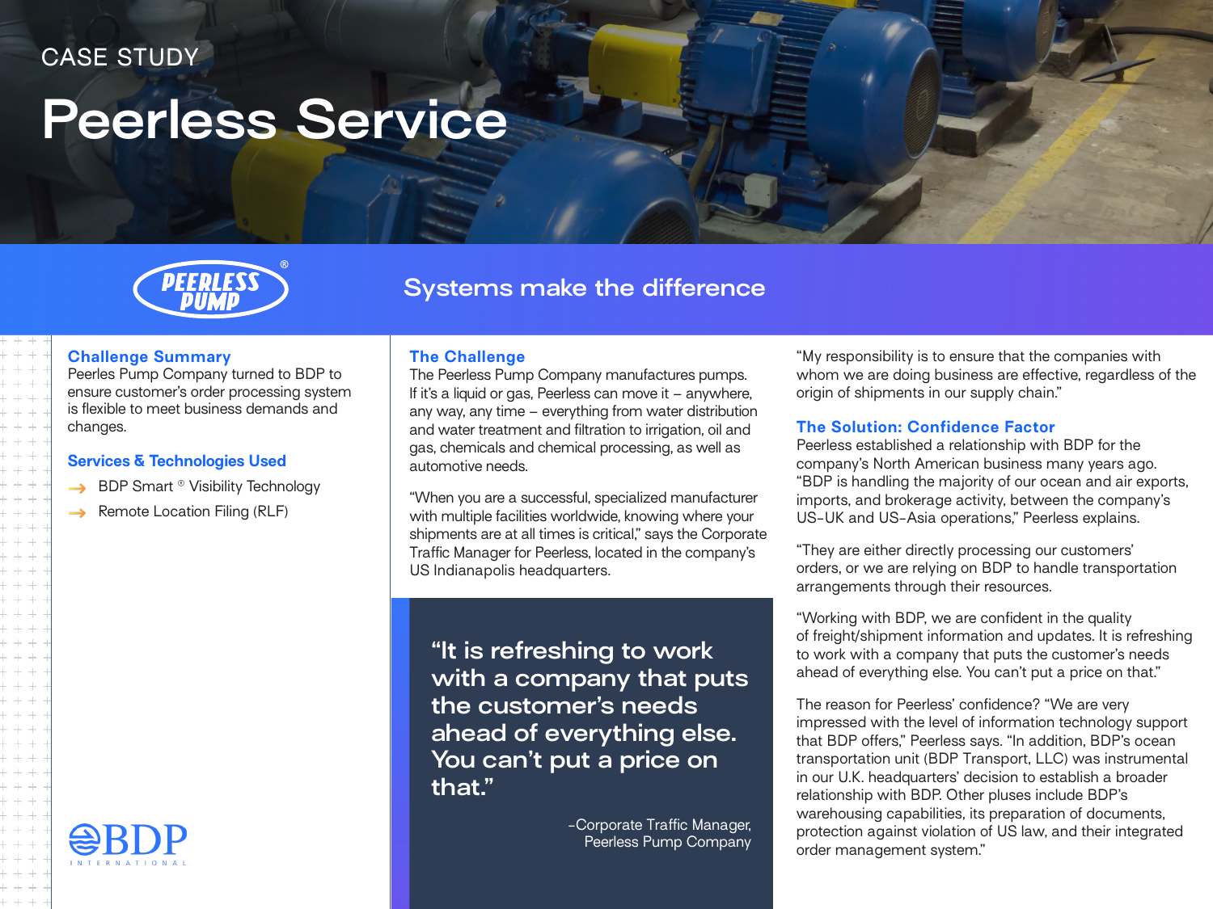CASE STUDY

# Peerless Service

PEERLESS PUMP®

## Systems make the difference

### Challenge Summary

Peerles Pump Company turned to BDP to ensure customer's order processing system is flexible to meet business demands and changes.

### Services & Technologies Used

- BDP Smart ® Visibility Technology
- Remote Location Filing (RLF)

BDP INTERNATIONAL

### The Challenge

The Peerless Pump Company manufactures pumps. If it's a liquid or gas, Peerless can move it – anywhere, any way, any time – everything from water distribution and water treatment and filtration to irrigation, oil and gas, chemicals and chemical processing, as well as automotive needs.

"When you are a successful, specialized manufacturer with multiple facilities worldwide, knowing where your shipments are at all times is critical," says the Corporate Traffic Manager for Peerless, located in the company's US Indianapolis headquarters.

> **"It is refreshing to work with a company that puts the customer's needs ahead of everything else. You can't put a price on that."**
>
> -Corporate Traffic Manager, Peerless Pump Company

"My responsibility is to ensure that the companies with whom we are doing business are effective, regardless of the origin of shipments in our supply chain."

### The Solution: Confidence Factor

Peerless established a relationship with BDP for the company's North American business many years ago. "BDP is handling the majority of our ocean and air exports, imports, and brokerage activity, between the company's US-UK and US-Asia operations," Peerless explains.

"They are either directly processing our customers' orders, or we are relying on BDP to handle transportation arrangements through their resources.

"Working with BDP, we are confident in the quality of freight/shipment information and updates. It is refreshing to work with a company that puts the customer's needs ahead of everything else. You can't put a price on that."

The reason for Peerless' confidence? "We are very impressed with the level of information technology support that BDP offers," Peerless says. "In addition, BDP's ocean transportation unit (BDP Transport, LLC) was instrumental in our U.K. headquarters' decision to establish a broader relationship with BDP. Other pluses include BDP's warehousing capabilities, its preparation of documents, protection against violation of US law, and their integrated order management system."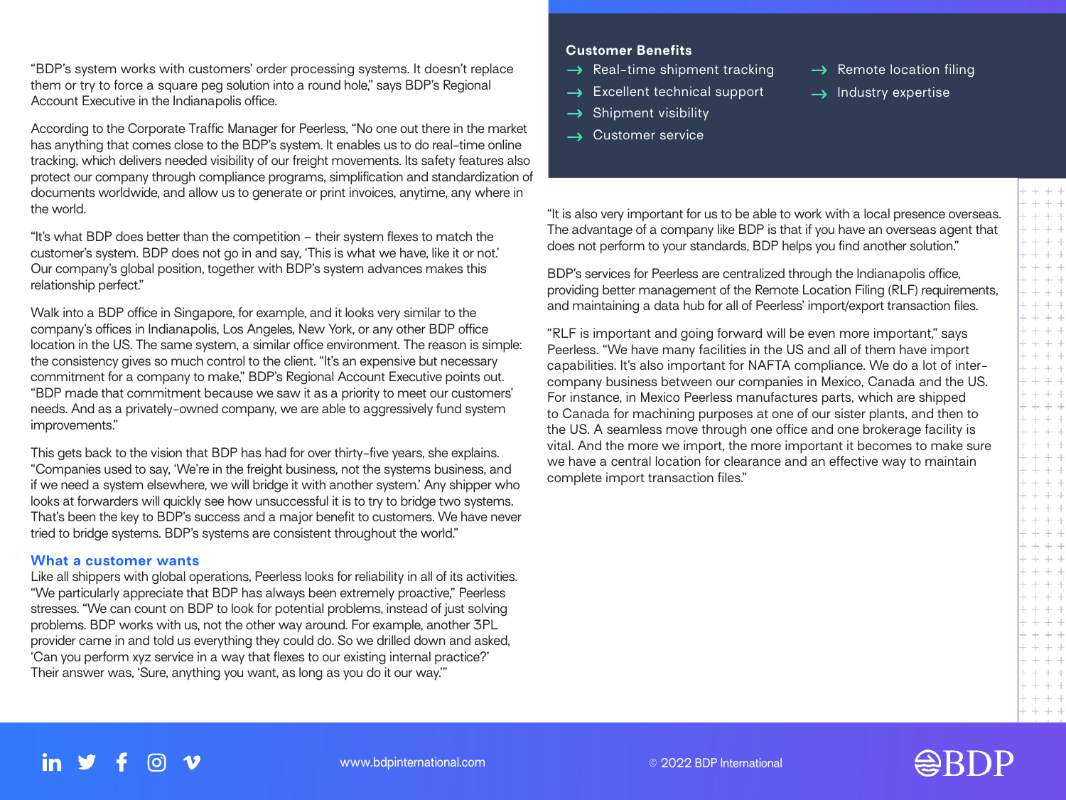"BDP's system works with customers' order processing systems. It doesn't replace them or try to force a square peg solution into a round hole," says BDP's Regional Account Executive in the Indianapolis office.

According to the Corporate Traffic Manager for Peerless, "No one out there in the market has anything that comes close to the BDP's system. It enables us to do real-time online tracking, which delivers needed visibility of our freight movements. Its safety features also protect our company through compliance programs, simplification and standardization of documents worldwide, and allow us to generate or print invoices, anytime, any where in the world.

"It's what BDP does better than the competition – their system flexes to match the customer's system. BDP does not go in and say, 'This is what we have, like it or not.' Our company's global position, together with BDP's system advances makes this relationship perfect."

Walk into a BDP office in Singapore, for example, and it looks very similar to the company's offices in Indianapolis, Los Angeles, New York, or any other BDP office location in the US. The same system, a similar office environment. The reason is simple: the consistency gives so much control to the client. "It's an expensive but necessary commitment for a company to make," BDP's Regional Account Executive points out. "BDP made that commitment because we saw it as a priority to meet our customers' needs. And as a privately-owned company, we are able to aggressively fund system improvements."

This gets back to the vision that BDP has had for over thirty-five years, she explains. "Companies used to say, 'We're in the freight business, not the systems business, and if we need a system elsewhere, we will bridge it with another system.' Any shipper who looks at forwarders will quickly see how unsuccessful it is to try to bridge two systems. That's been the key to BDP's success and a major benefit to customers. We have never tried to bridge systems. BDP's systems are consistent throughout the world."

## What a customer wants

Like all shippers with global operations, Peerless looks for reliability in all of its activities. "We particularly appreciate that BDP has always been extremely proactive," Peerless stresses. "We can count on BDP to look for potential problems, instead of just solving problems. BDP works with us, not the other way around. For example, another 3PL provider came in and told us everything they could do. So we drilled down and asked, 'Can you perform xyz service in a way that flexes to our existing internal practice?' Their answer was, 'Sure, anything you want, as long as you do it our way.'"

### Customer Benefits

- Real-time shipment tracking
- Excellent technical support
- Shipment visibility
- Customer service
- Remote location filing
- Industry expertise

"It is also very important for us to be able to work with a local presence overseas. The advantage of a company like BDP is that if you have an overseas agent that does not perform to your standards, BDP helps you find another solution."

BDP's services for Peerless are centralized through the Indianapolis office, providing better management of the Remote Location Filing (RLF) requirements, and maintaining a data hub for all of Peerless' import/export transaction files.

"RLF is important and going forward will be even more important," says Peerless. "We have many facilities in the US and all of them have import capabilities. It's also important for NAFTA compliance. We do a lot of inter-company business between our companies in Mexico, Canada and the US. For instance, in Mexico Peerless manufactures parts, which are shipped to Canada for machining purposes at one of our sister plants, and then to the US. A seamless move through one office and one brokerage facility is vital. And the more we import, the more important it becomes to make sure we have a central location for clearance and an effective way to maintain complete import transaction files."

www.bdpinternational.com

© 2022 BDP International